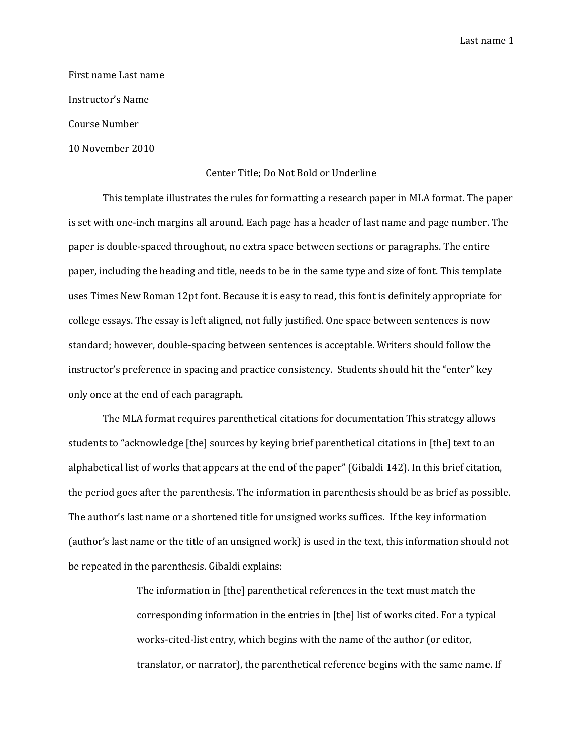First name Last name

Instructor's Name

Course Number

10 November 2010

Center Title; Do Not Bold or Underline

This template illustrates the rules for formatting a research paper in MLA format. The paper is set with one-inch margins all around. Each page has a header of last name and page number. The paper is double-spaced throughout, no extra space between sections or paragraphs. The entire paper, including the heading and title, needs to be in the same type and size of font. This template uses Times New Roman 12pt font. Because it is easy to read, this font is definitely appropriate for college essays. The essay is left aligned, not fully justified. One space between sentences is now standard; however, double-spacing between sentences is acceptable. Writers should follow the instructor's preference in spacing and practice consistency.  Students should hit the "enter" key only once at the end of each paragraph.

The MLA format requires parenthetical citations for documentation This strategy allows students to "acknowledge [the] sources by keying brief parenthetical citations in [the] text to an alphabetical list of works that appears at the end of the paper" (Gibaldi 142). In this brief citation, the period goes after the parenthesis. The information in parenthesis should be as brief as possible. The author's last name or a shortened title for unsigned works suffices.  If the key information (author's last name or the title of an unsigned work) is used in the text, this information should not be repeated in the parenthesis. Gibaldi explains:

> The information in [the] parenthetical references in the text must match the corresponding information in the entries in [the] list of works cited. For a typical works-cited-list entry, which begins with the name of the author (or editor, translator, or narrator), the parenthetical reference begins with the same name. If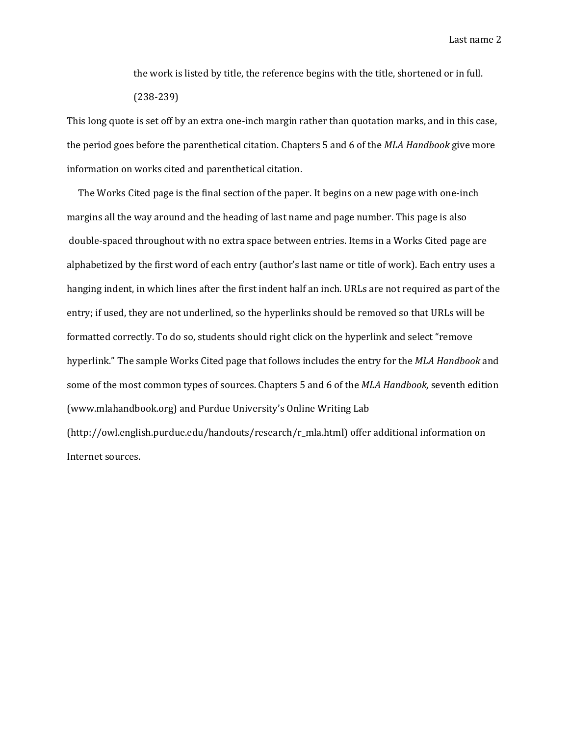> the work is listed by title, the reference begins with the title, shortened or in full. (238-239)

This long quote is set off by an extra one-inch margin rather than quotation marks, and in this case, the period goes before the parenthetical citation. Chapters 5 and 6 of the *MLA Handbook* give more information on works cited and parenthetical citation.

The Works Cited page is the final section of the paper. It begins on a new page with one-inch margins all the way around and the heading of last name and page number. This page is also double-spaced throughout with no extra space between entries. Items in a Works Cited page are alphabetized by the first word of each entry (author's last name or title of work). Each entry uses a hanging indent, in which lines after the first indent half an inch. URLs are not required as part of the entry; if used, they are not underlined, so the hyperlinks should be removed so that URLs will be formatted correctly. To do so, students should right click on the hyperlink and select "remove hyperlink." The sample Works Cited page that follows includes the entry for the *MLA Handbook* and some of the most common types of sources. Chapters 5 and 6 of the *MLA Handbook,* seventh edition (www.mlahandbook.org) and Purdue University's Online Writing Lab (http://owl.english.purdue.edu/handouts/research/r_mla.html) offer additional information on Internet sources.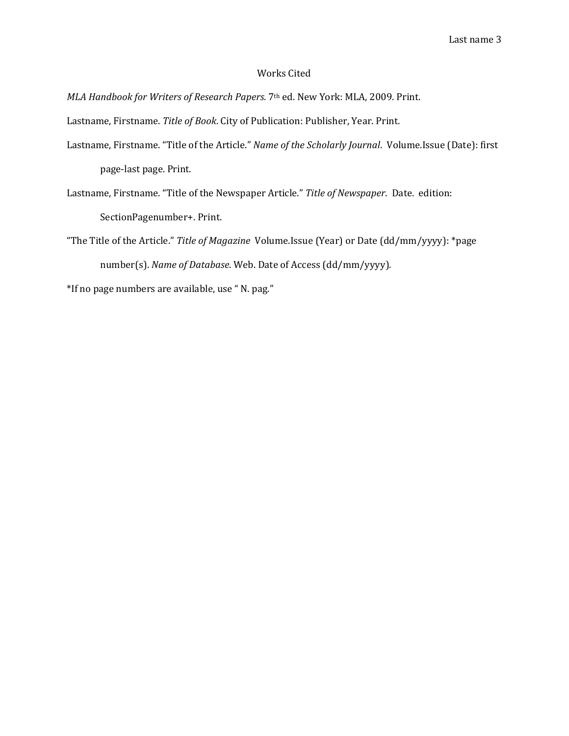# Works Cited

*MLA Handbook for Writers of Research Papers.* 7th ed. New York: MLA, 2009. Print.

Lastname, Firstname. *Title of Book*. City of Publication: Publisher, Year. Print.

Lastname, Firstname. "Title of the Article." *Name of the Scholarly Journal*. Volume.Issue (Date): first page-last page. Print.

Lastname, Firstname. "Title of the Newspaper Article." *Title of Newspaper*. Date. edition: SectionPagenumber+. Print.

"The Title of the Article." *Title of Magazine* Volume.Issue (Year) or Date (dd/mm/yyyy): *page number(s). *Name of Database*. Web. Date of Access (dd/mm/yyyy).

*If no page numbers are available, use " N. pag."